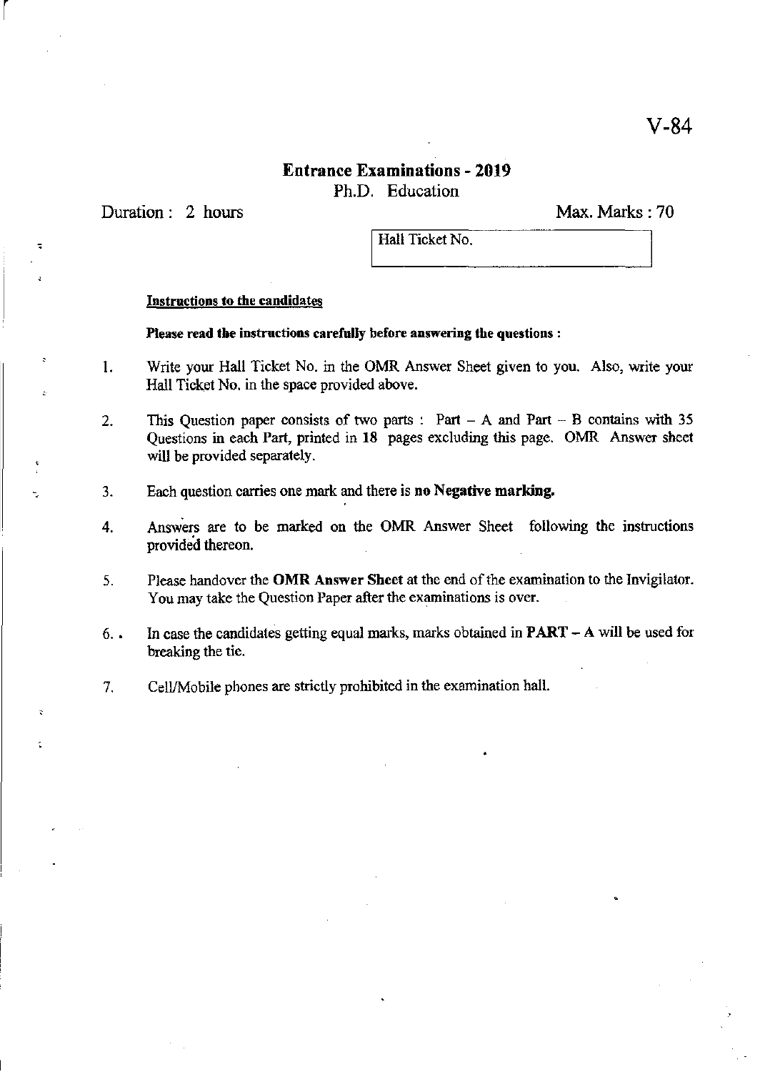V-84

# Entrance Examinations - 2019

Ph.D. Education

Duration : 2 hours

Max. Marks : 70

| Hall Ticket No. |
|---|
| |

**Instructions to the candidates**

**Please read the instructions carefully before answering the questions :**

1. Write your Hall Ticket No. in the OMR Answer Sheet given to you. Also, write your Hall Ticket No. in the space provided above.

2. This Question paper consists of two parts : Part – A and Part – B contains with 35 Questions in each Part, printed in **18** pages excluding this page. OMR Answer sheet will be provided separately.

3. Each question carries one mark and there is **no Negative marking.**

4. Answers are to be marked on the OMR Answer Sheet following the instructions provided thereon.

5. Please handover the **OMR Answer Sheet** at the end of the examination to the Invigilator. You may take the Question Paper after the examinations is over.

6. In case the candidates getting equal marks, marks obtained in **PART – A** will be used for breaking the tie.

7. Cell/Mobile phones are strictly prohibited in the examination hall.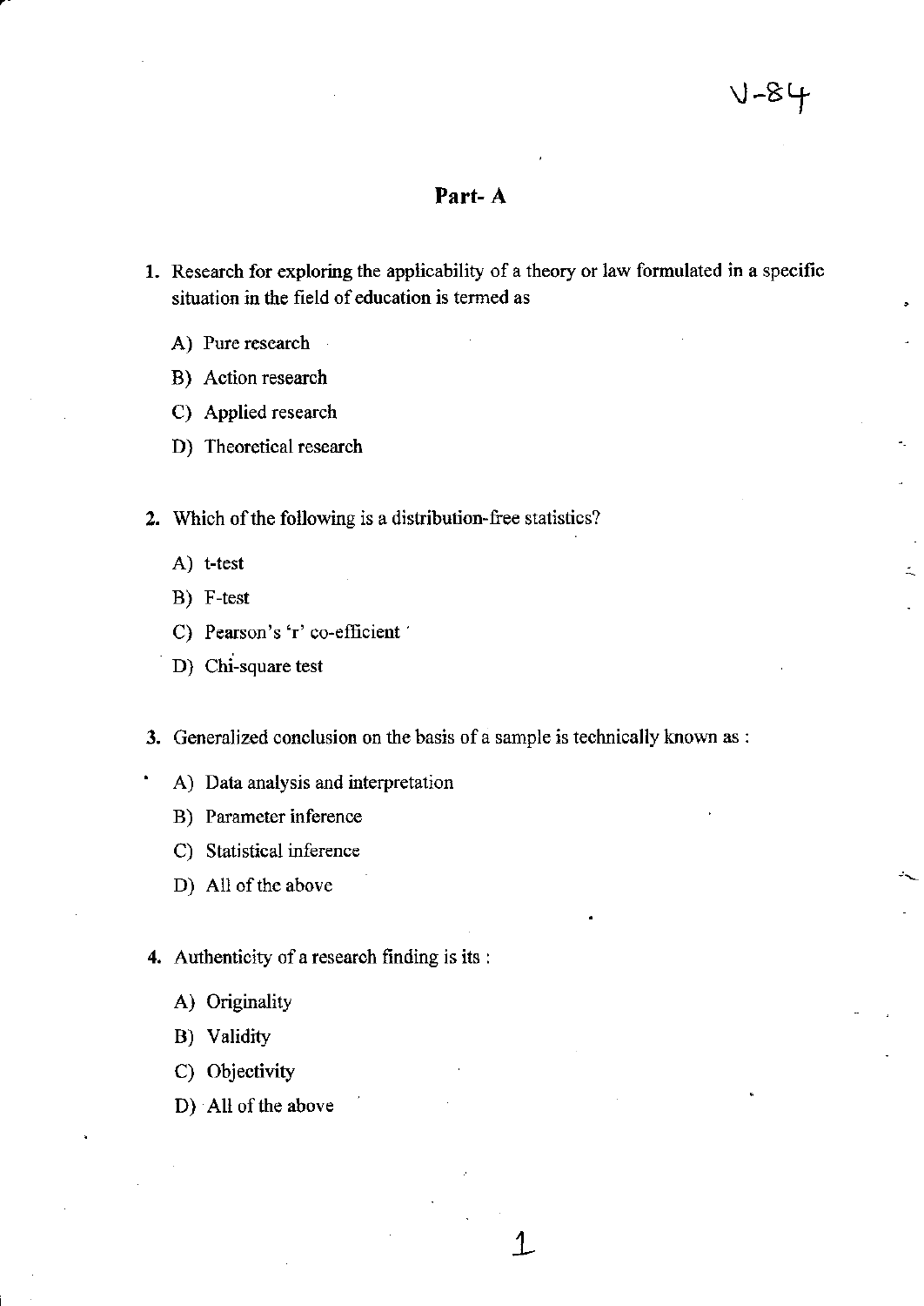## Part- A

1. Research for exploring the applicability of a theory or law formulated in a specific situation in the field of education is termed as

    A) Pure research

    B) Action research

    C) Applied research

    D) Theoretical research

2. Which of the following is a distribution-free statistics?

    A) t-test

    B) F-test

    C) Pearson's 'r' co-efficient

    D) Chi-square test

3. Generalized conclusion on the basis of a sample is technically known as :

    A) Data analysis and interpretation

    B) Parameter inference

    C) Statistical inference

    D) All of the above

4. Authenticity of a research finding is its :

    A) Originality

    B) Validity

    C) Objectivity

    D) All of the above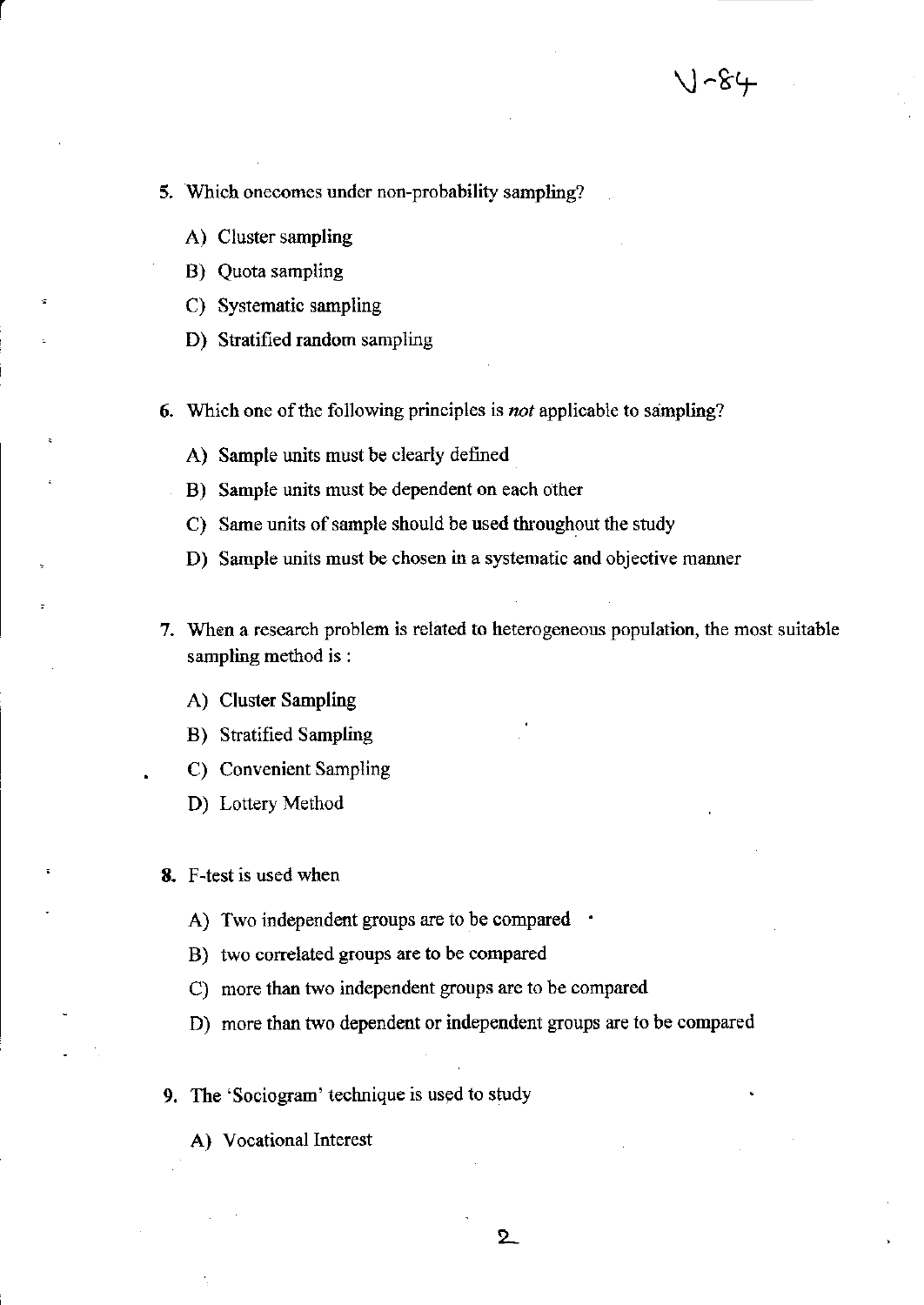5. Which onecomes under non-probability sampling?

   A) Cluster sampling

   B) Quota sampling

   C) Systematic sampling

   D) Stratified random sampling

6. Which one of the following principles is *not* applicable to sampling?

   A) Sample units must be clearly defined

   B) Sample units must be dependent on each other

   C) Same units of sample should be used throughout the study

   D) Sample units must be chosen in a systematic and objective manner

7. When a research problem is related to heterogeneous population, the most suitable sampling method is :

   A) Cluster Sampling

   B) Stratified Sampling

   C) Convenient Sampling

   D) Lottery Method

8. F-test is used when

   A) Two independent groups are to be compared

   B) two correlated groups are to be compared

   C) more than two independent groups are to be compared

   D) more than two dependent or independent groups are to be compared

9. The 'Sociogram' technique is used to study

   A) Vocational Interest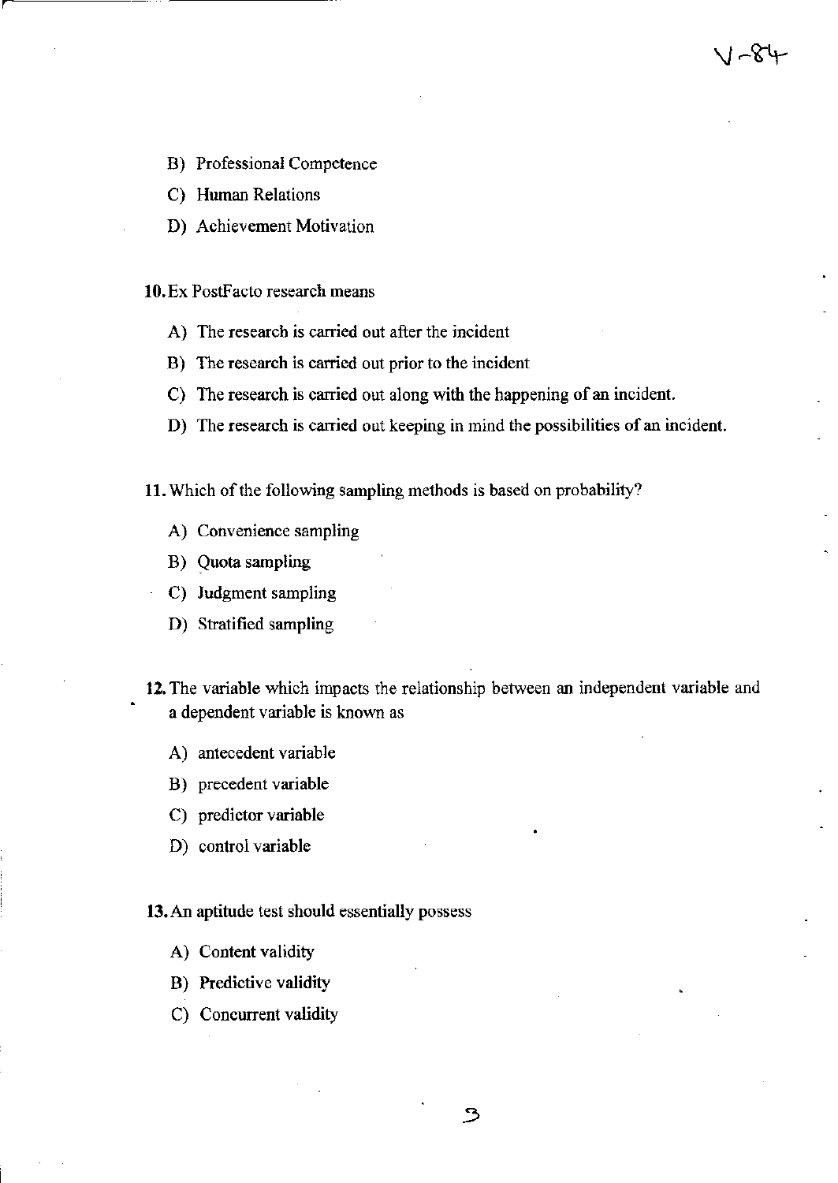B) Professional Competence

C) Human Relations

D) Achievement Motivation

10. Ex PostFacto research means

A) The research is carried out after the incident

B) The research is carried out prior to the incident

C) The research is carried out along with the happening of an incident.

D) The research is carried out keeping in mind the possibilities of an incident.

11. Which of the following sampling methods is based on probability?

A) Convenience sampling

B) Quota sampling

C) Judgment sampling

D) Stratified sampling

12. The variable which impacts the relationship between an independent variable and a dependent variable is known as

A) antecedent variable

B) precedent variable

C) predictor variable

D) control variable

13. An aptitude test should essentially possess

A) Content validity

B) Predictive validity

C) Concurrent validity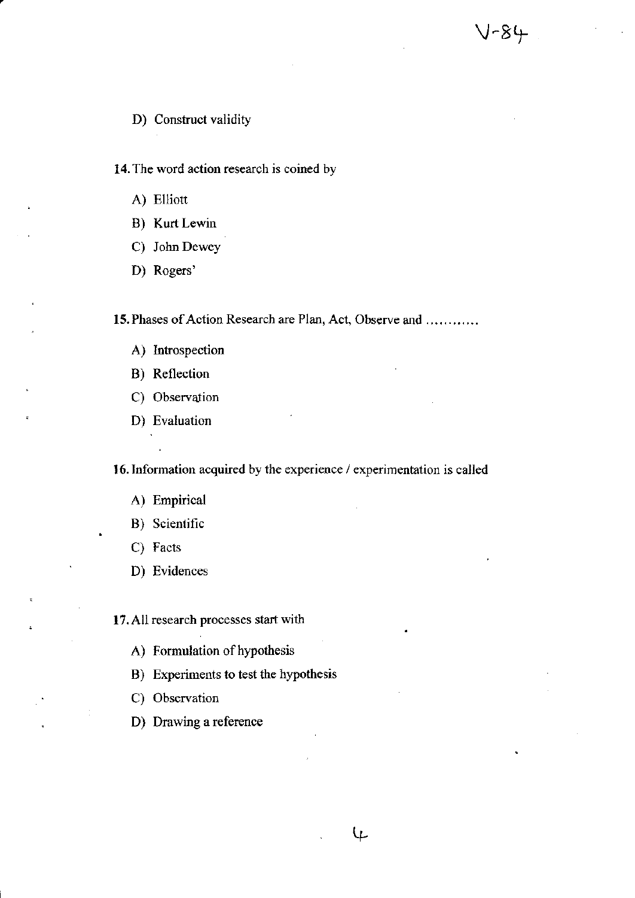D) Construct validity

14. The word action research is coined by

A) Elliott

B) Kurt Lewin

C) John Dewey

D) Rogers'

15. Phases of Action Research are Plan, Act, Observe and ............

A) Introspection

B) Reflection

C) Observation

D) Evaluation

16. Information acquired by the experience / experimentation is called

A) Empirical

B) Scientific

C) Facts

D) Evidences

17. All research processes start with

A) Formulation of hypothesis

B) Experiments to test the hypothesis

C) Observation

D) Drawing a reference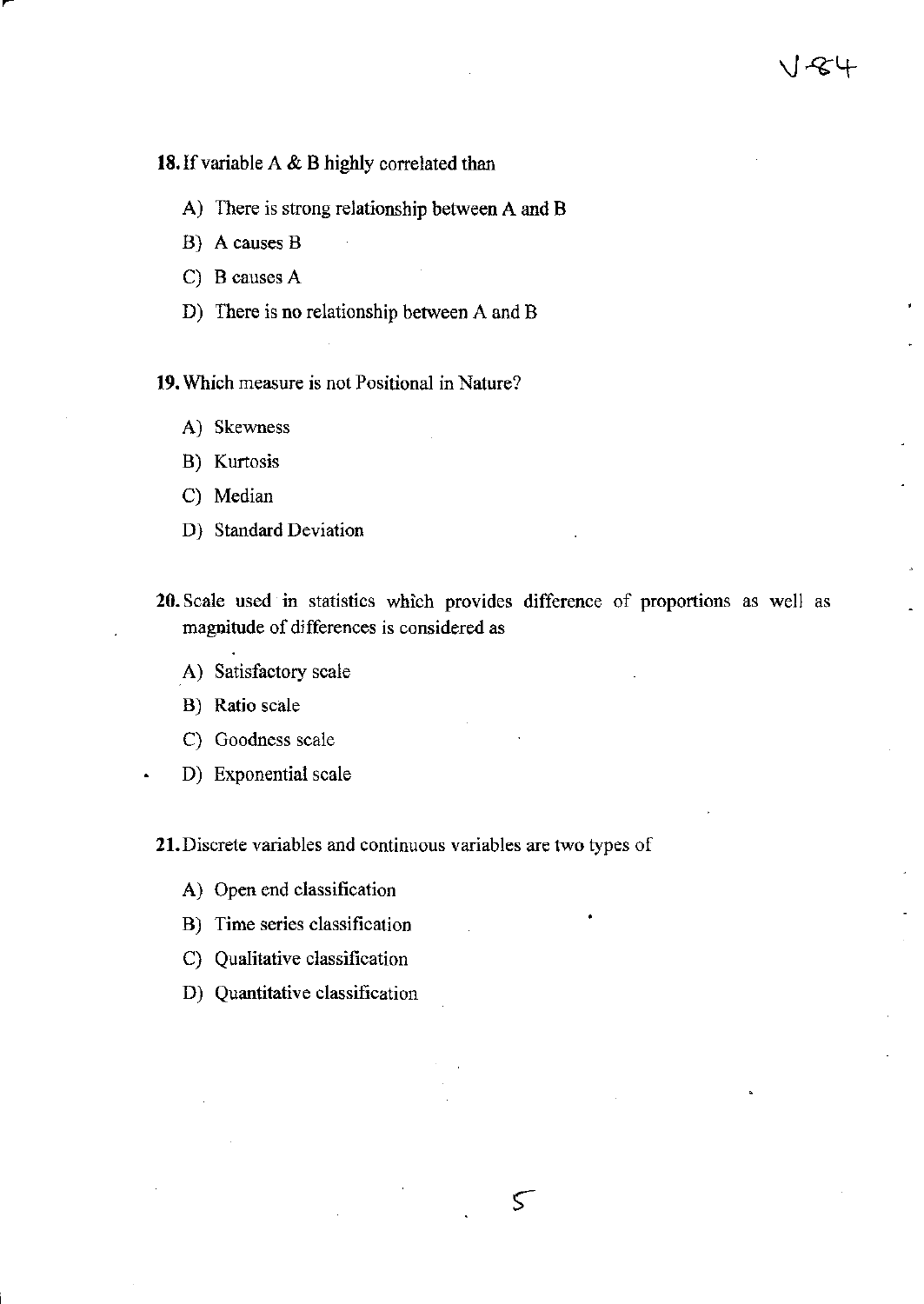**18.** If variable A & B highly correlated than

A) There is strong relationship between A and B

B) A causes B

C) B causes A

D) There is no relationship between A and B

**19.** Which measure is not Positional in Nature?

A) Skewness

B) Kurtosis

C) Median

D) Standard Deviation

**20.** Scale used in statistics which provides difference of proportions as well as magnitude of differences is considered as

A) Satisfactory scale

B) Ratio scale

C) Goodness scale

D) Exponential scale

**21.** Discrete variables and continuous variables are two types of

A) Open end classification

B) Time series classification

C) Qualitative classification

D) Quantitative classification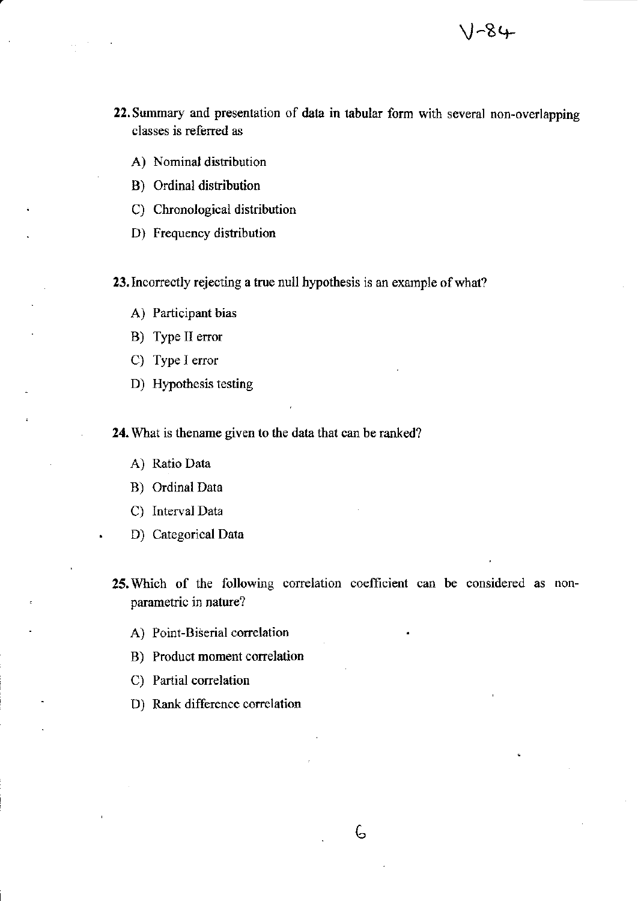V-84

22. Summary and presentation of data in tabular form with several non-overlapping classes is referred as

A) Nominal distribution

B) Ordinal distribution

C) Chronological distribution

D) Frequency distribution

23. Incorrectly rejecting a true null hypothesis is an example of what?

A) Participant bias

B) Type II error

C) Type I error

D) Hypothesis testing

24. What is thename given to the data that can be ranked?

A) Ratio Data

B) Ordinal Data

C) Interval Data

D) Categorical Data

25. Which of the following correlation coefficient can be considered as non-parametric in nature?

A) Point-Biserial correlation

B) Product moment correlation

C) Partial correlation

D) Rank difference correlation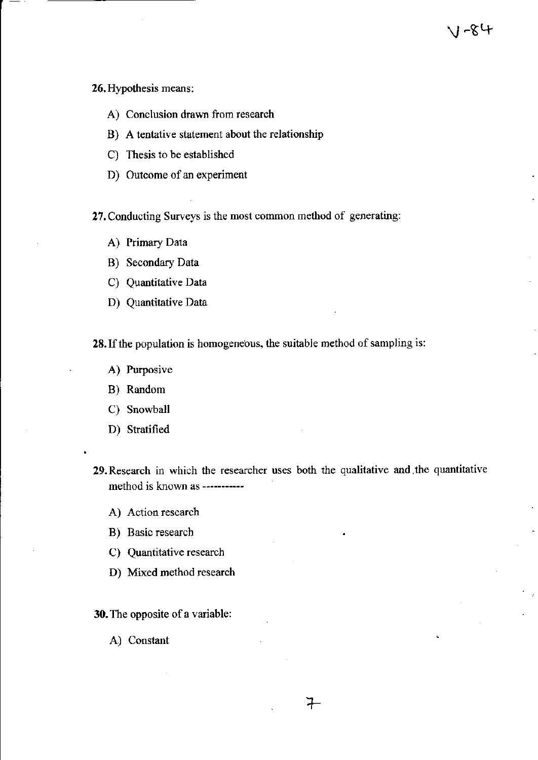**26.** Hypothesis means:

A) Conclusion drawn from research

B) A tentative statement about the relationship

C) Thesis to be established

D) Outcome of an experiment

**27.** Conducting Surveys is the most common method of generating:

A) Primary Data

B) Secondary Data

C) Quantitative Data

D) Quantitative Data

**28.** If the population is homogeneous, the suitable method of sampling is:

A) Purposive

B) Random

C) Snowball

D) Stratified

**29.** Research in which the researcher uses both the qualitative and the quantitative method is known as -----------

A) Action research

B) Basic research

C) Quantitative research

D) Mixed method research

**30.** The opposite of a variable:

A) Constant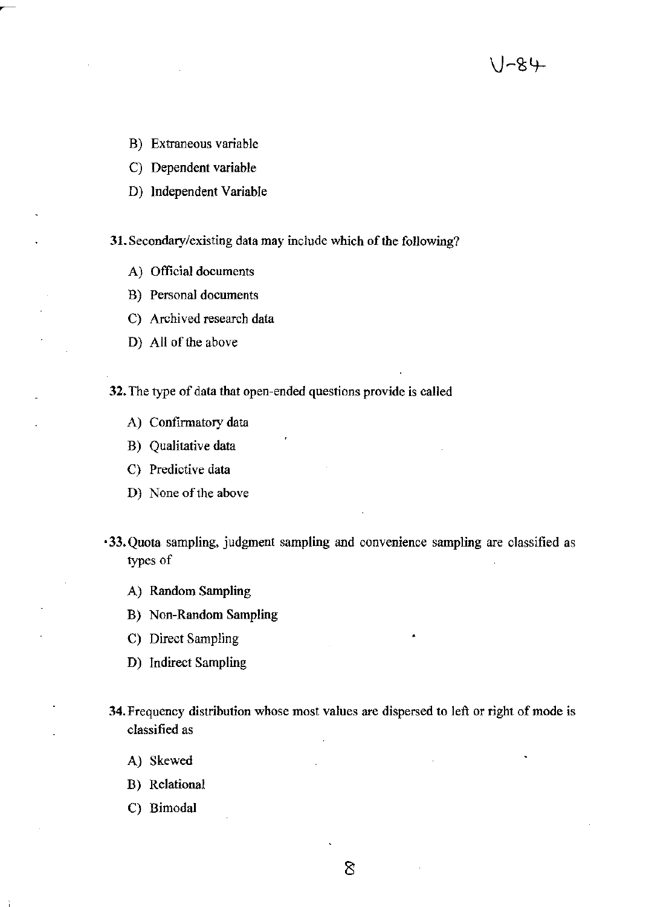B) Extraneous variable

C) Dependent variable

D) Independent Variable

**31.** Secondary/existing data may include which of the following?

A) Official documents

B) Personal documents

C) Archived research data

D) All of the above

**32.** The type of data that open-ended questions provide is called

A) Confirmatory data

B) Qualitative data

C) Predictive data

D) None of the above

**33.** Quota sampling, judgment sampling and convenience sampling are classified as types of

A) Random Sampling

B) Non-Random Sampling

C) Direct Sampling

D) Indirect Sampling

**34.** Frequency distribution whose most values are dispersed to left or right of mode is classified as

A) Skewed

B) Relational

C) Bimodal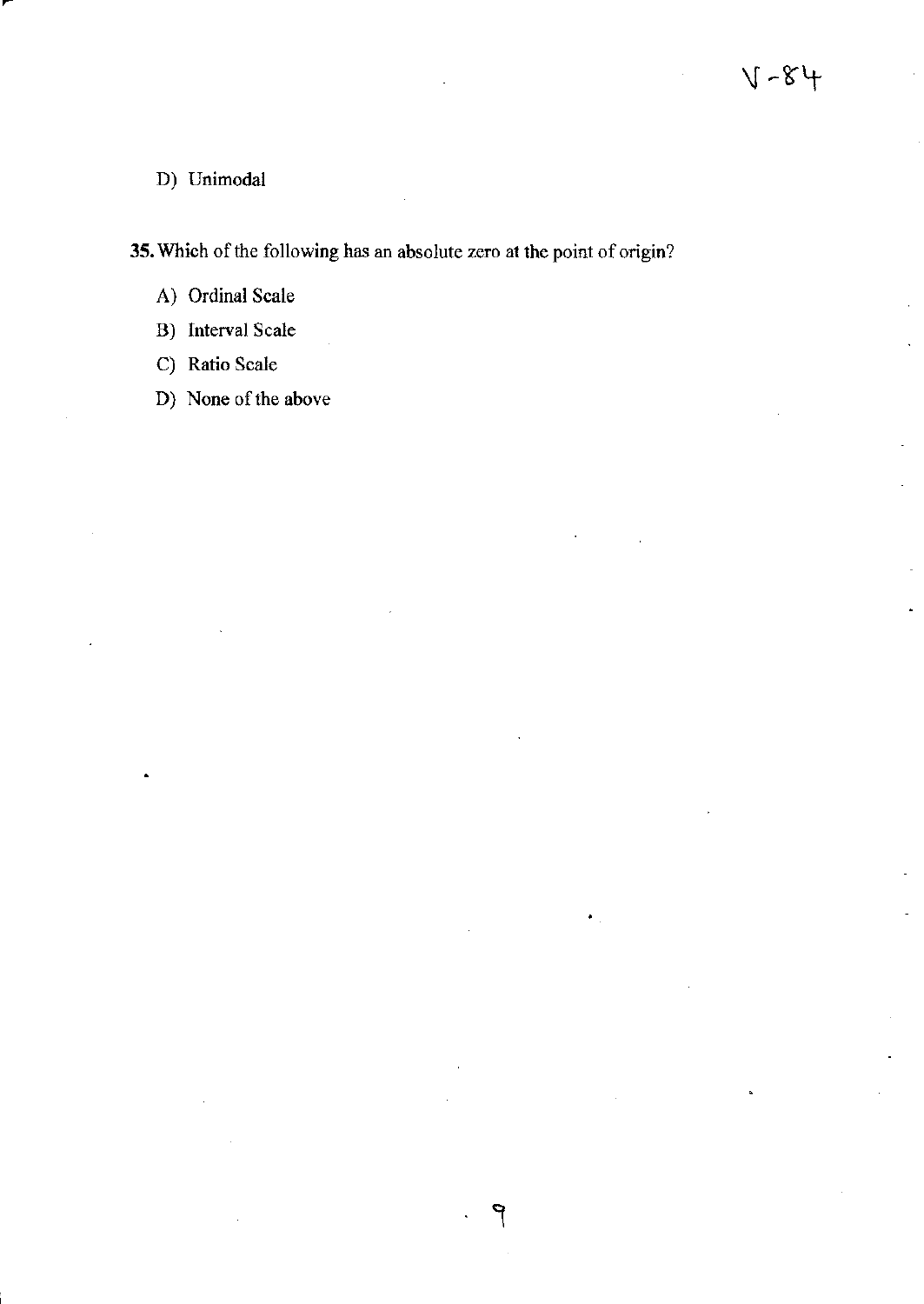D) Unimodal

**35.** Which of the following has an absolute zero at the point of origin?

A) Ordinal Scale

B) Interval Scale

C) Ratio Scale

D) None of the above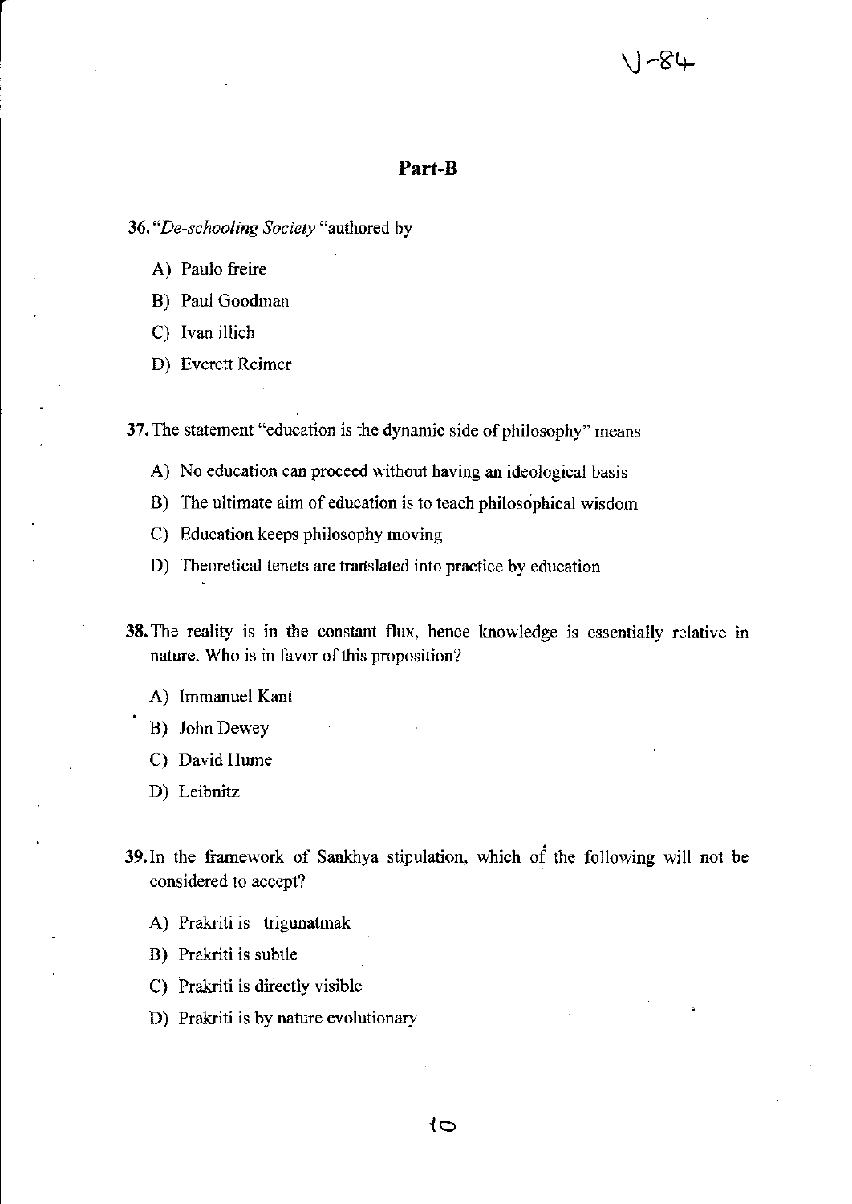## Part-B

36. "*De-schooling Society* "authored by

A) Paulo freire

B) Paul Goodman

C) Ivan illich

D) Everett Reimer

37. The statement "education is the dynamic side of philosophy" means

A) No education can proceed without having an ideological basis

B) The ultimate aim of education is to teach philosophical wisdom

C) Education keeps philosophy moving

D) Theoretical tenets are translated into practice by education

38. The reality is in the constant flux, hence knowledge is essentially relative in nature. Who is in favor of this proposition?

A) Immanuel Kant

B) John Dewey

C) David Hume

D) Leibnitz

39. In the framework of Sankhya stipulation, which of the following will not be considered to accept?

A) Prakriti is trigunatmak

B) Prakriti is subtle

C) Prakriti is directly visible

D) Prakriti is by nature evolutionary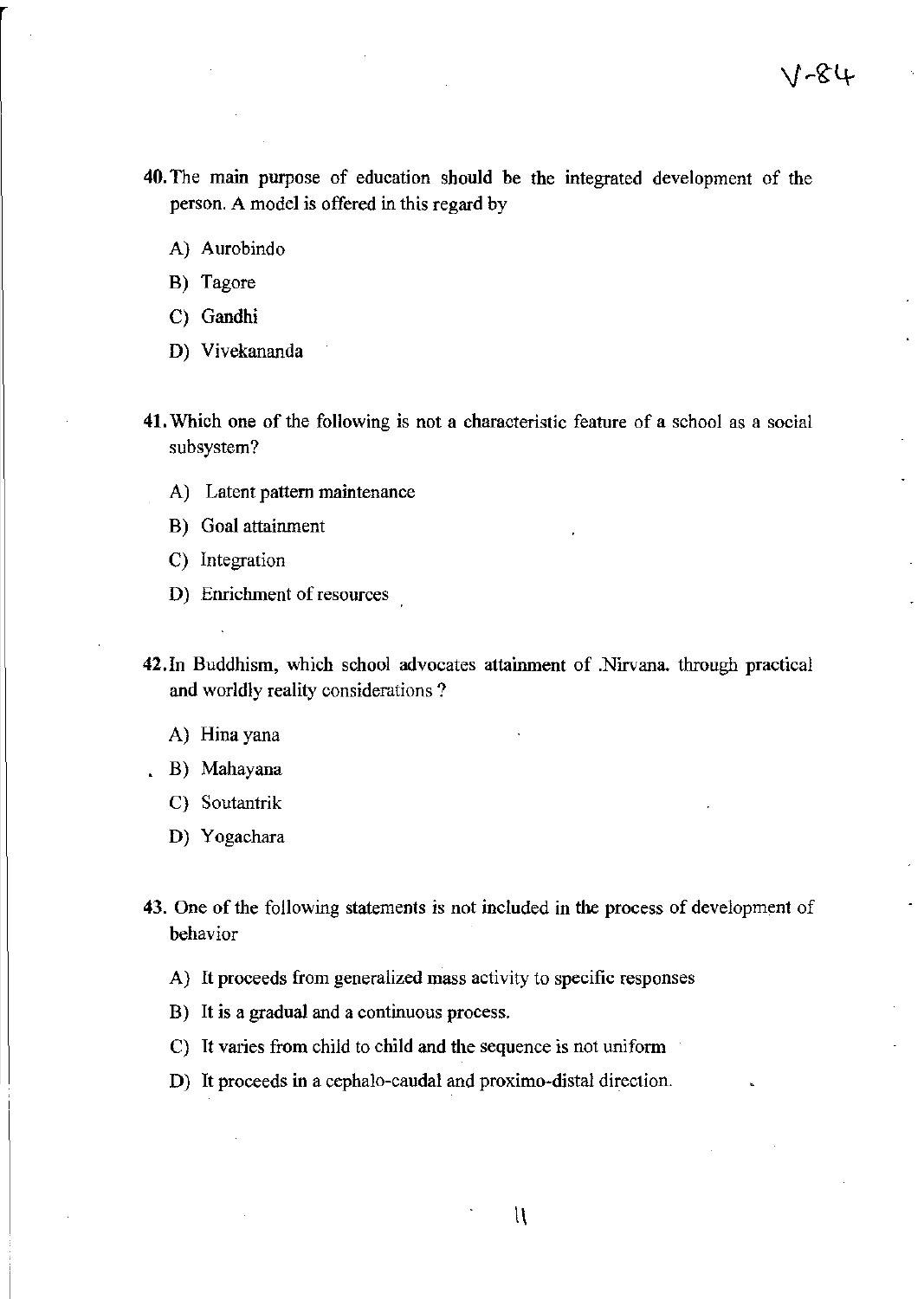40. The main purpose of education should be the integrated development of the person. A model is offered in this regard by

A) Aurobindo

B) Tagore

C) Gandhi

D) Vivekananda

41. Which one of the following is not a characteristic feature of a school as a social subsystem?

A) Latent pattern maintenance

B) Goal attainment

C) Integration

D) Enrichment of resources

42. In Buddhism, which school advocates attainment of .Nirvana. through practical and worldly reality considerations ?

A) Hina yana

B) Mahayana

C) Soutantrik

D) Yogachara

43. One of the following statements is not included in the process of development of behavior

A) It proceeds from generalized mass activity to specific responses

B) It is a gradual and a continuous process.

C) It varies from child to child and the sequence is not uniform

D) It proceeds in a cephalo-caudal and proximo-distal direction.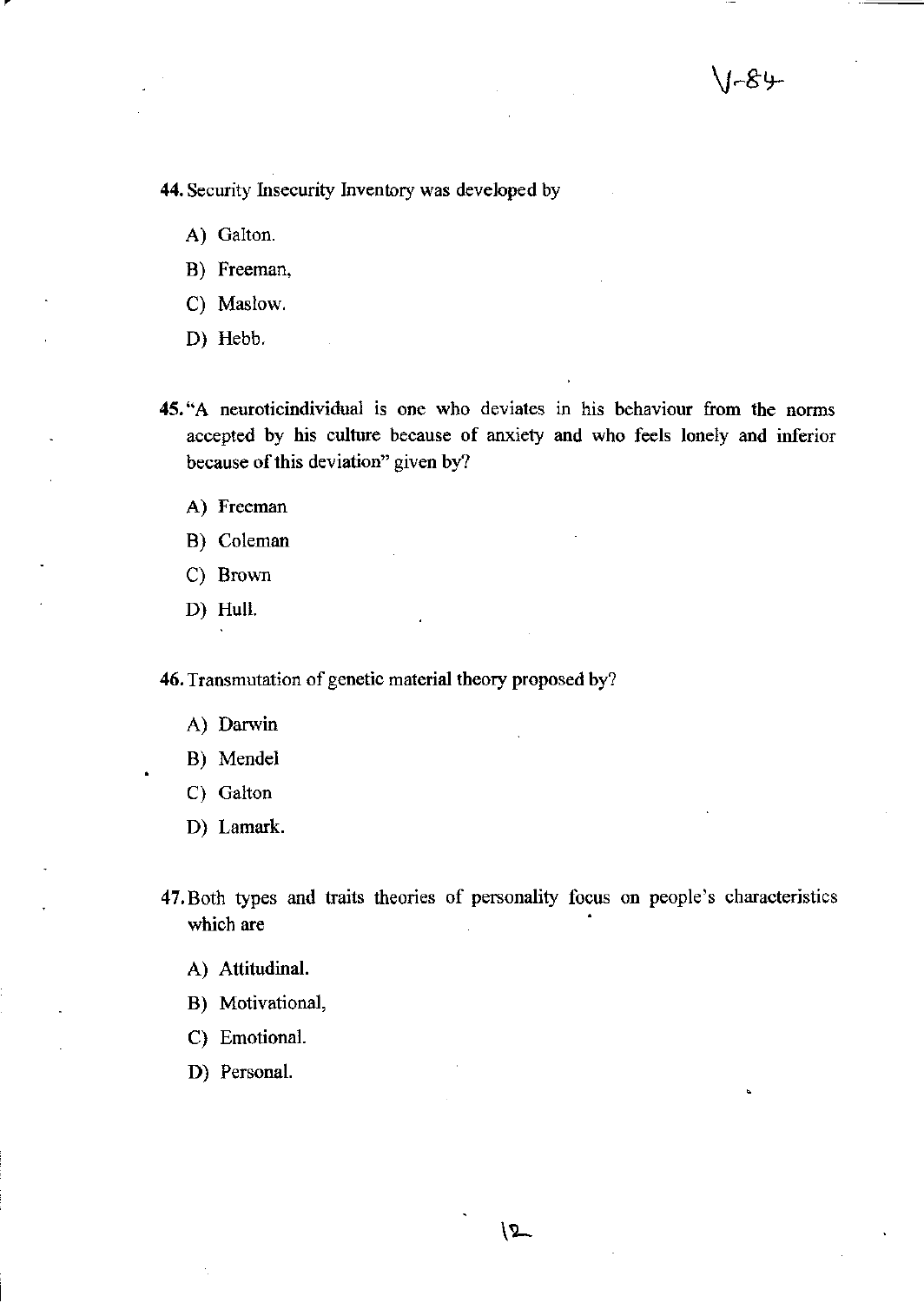44. Security Insecurity Inventory was developed by

A) Galton.

B) Freeman,

C) Maslow.

D) Hebb.

45. "A neuroticindividual is one who deviates in his behaviour from the norms accepted by his culture because of anxiety and who feels lonely and inferior because of this deviation" given by?

A) Freeman

B) Coleman

C) Brown

D) Hull.

46. Transmutation of genetic material theory proposed by?

A) Darwin

B) Mendel

C) Galton

D) Lamark.

47. Both types and traits theories of personality focus on people's characteristics which are

A) Attitudinal.

B) Motivational,

C) Emotional.

D) Personal.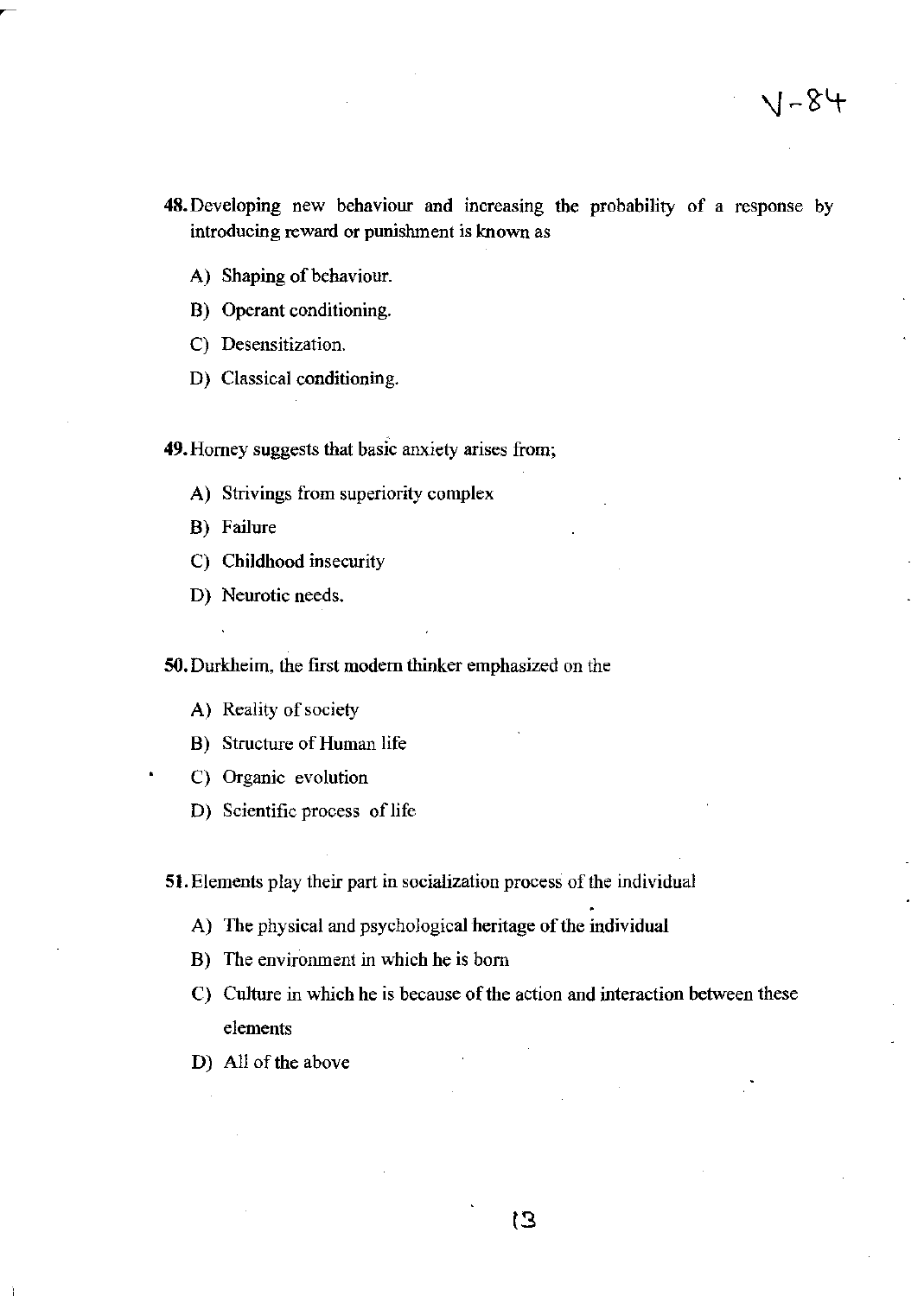48. Developing new behaviour and increasing the probability of a response by introducing reward or punishment is known as

A) Shaping of behaviour.

B) Operant conditioning.

C) Desensitization.

D) Classical conditioning.

49. Horney suggests that basic anxiety arises from;

A) Strivings from superiority complex

B) Failure

C) Childhood insecurity

D) Neurotic needs.

50. Durkheim, the first modern thinker emphasized on the

A) Reality of society

B) Structure of Human life

C) Organic evolution

D) Scientific process of life

51. Elements play their part in socialization process of the individual

A) The physical and psychological heritage of the individual

B) The environment in which he is born

C) Culture in which he is because of the action and interaction between these elements

D) All of the above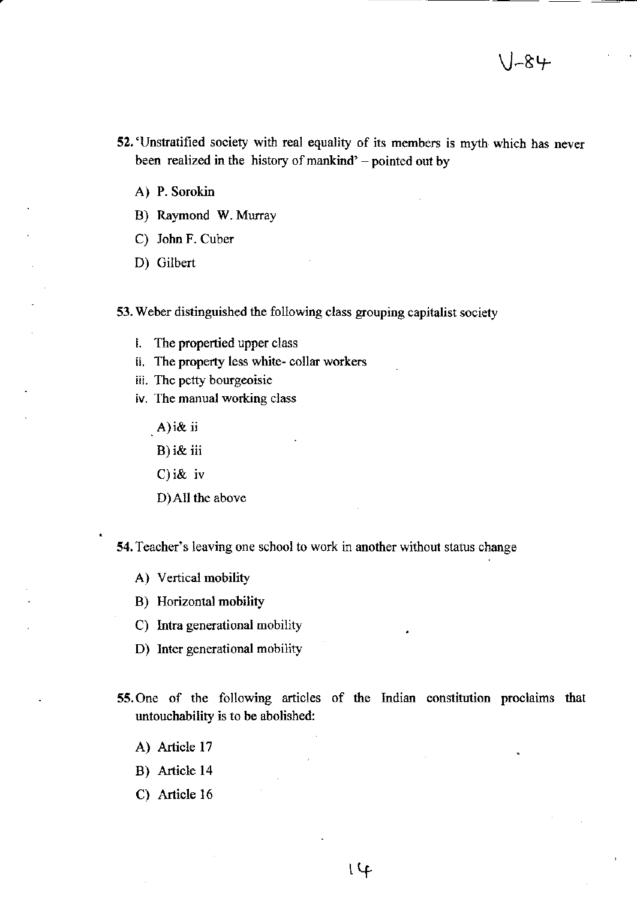52. 'Unstratified society with real equality of its members is myth which has never been realized in the history of mankind' – pointed out by

A) P. Sorokin

B) Raymond W. Murray

C) John F. Cuber

D) Gilbert

53. Weber distinguished the following class grouping capitalist society

i. The propertied upper class
ii. The property less white- collar workers
iii. The petty bourgeoisie
iv. The manual working class

A) i& ii

B) i& iii

C) i& iv

D) All the above

54. Teacher's leaving one school to work in another without status change

A) Vertical mobility

B) Horizontal mobility

C) Intra generational mobility

D) Inter generational mobility

55. One of the following articles of the Indian constitution proclaims that untouchability is to be abolished:

A) Article 17

B) Article 14

C) Article 16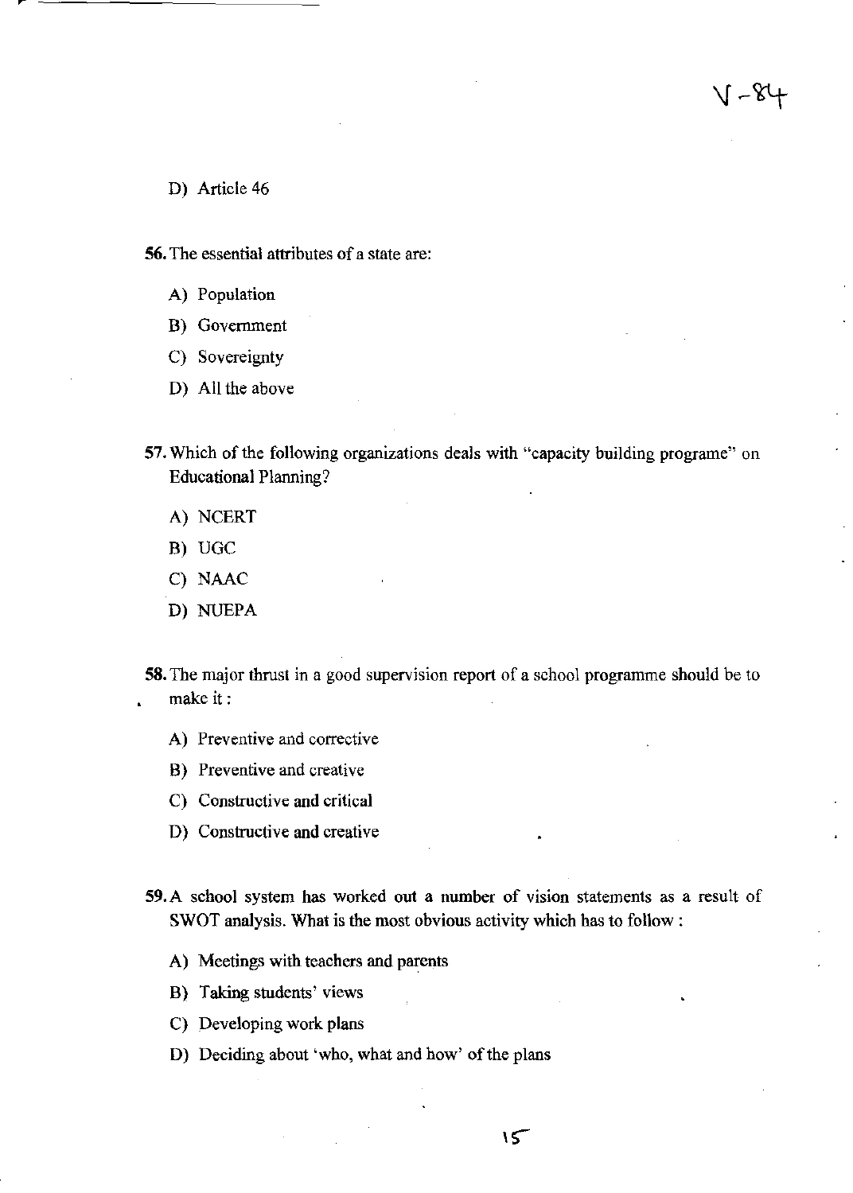D) Article 46

**56.** The essential attributes of a state are:

A) Population

B) Government

C) Sovereignty

D) All the above

**57.** Which of the following organizations deals with "capacity building programe" on Educational Planning?

A) NCERT

B) UGC

C) NAAC

D) NUEPA

**58.** The major thrust in a good supervision report of a school programme should be to make it :

A) Preventive and corrective

B) Preventive and creative

C) Constructive and critical

D) Constructive and creative

**59.** A school system has worked out a number of vision statements as a result of SWOT analysis. What is the most obvious activity which has to follow :

A) Meetings with teachers and parents

B) Taking students' views

C) Developing work plans

D) Deciding about 'who, what and how' of the plans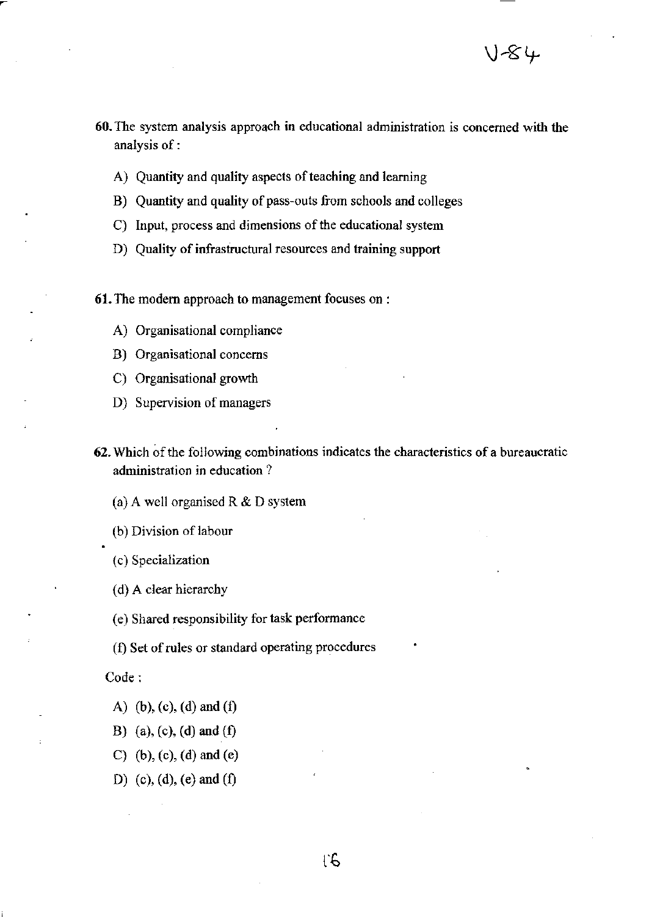60. The system analysis approach in educational administration is concerned with the analysis of :

A) Quantity and quality aspects of teaching and learning

B) Quantity and quality of pass-outs from schools and colleges

C) Input, process and dimensions of the educational system

D) Quality of infrastructural resources and training support

61. The modern approach to management focuses on :

A) Organisational compliance

B) Organisational concerns

C) Organisational growth

D) Supervision of managers

62. Which of the following combinations indicates the characteristics of a bureaucratic administration in education ?

(a) A well organised R & D system

(b) Division of labour

(c) Specialization

(d) A clear hierarchy

(e) Shared responsibility for task performance

(f) Set of rules or standard operating procedures

Code :

A) (b), (c), (d) and (f)

B) (a), (c), (d) and (f)

C) (b), (c), (d) and (e)

D) (c), (d), (e) and (f)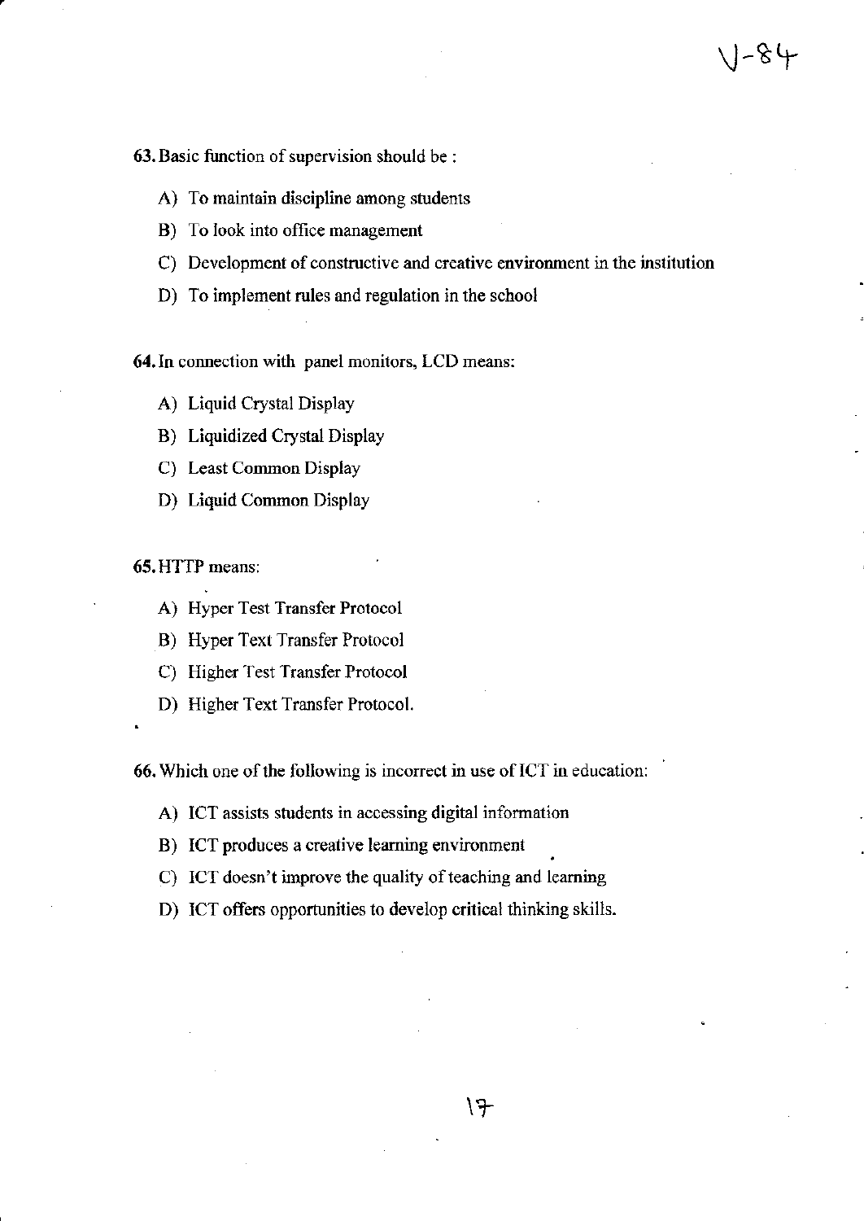63. Basic function of supervision should be :

A) To maintain discipline among students

B) To look into office management

C) Development of constructive and creative environment in the institution

D) To implement rules and regulation in the school

64. In connection with panel monitors, LCD means:

A) Liquid Crystal Display

B) Liquidized Crystal Display

C) Least Common Display

D) Liquid Common Display

65. HTTP means:

A) Hyper Test Transfer Protocol

B) Hyper Text Transfer Protocol

C) Higher Test Transfer Protocol

D) Higher Text Transfer Protocol.

66. Which one of the following is incorrect in use of ICT in education:

A) ICT assists students in accessing digital information

B) ICT produces a creative learning environment

C) ICT doesn't improve the quality of teaching and learning

D) ICT offers opportunities to develop critical thinking skills.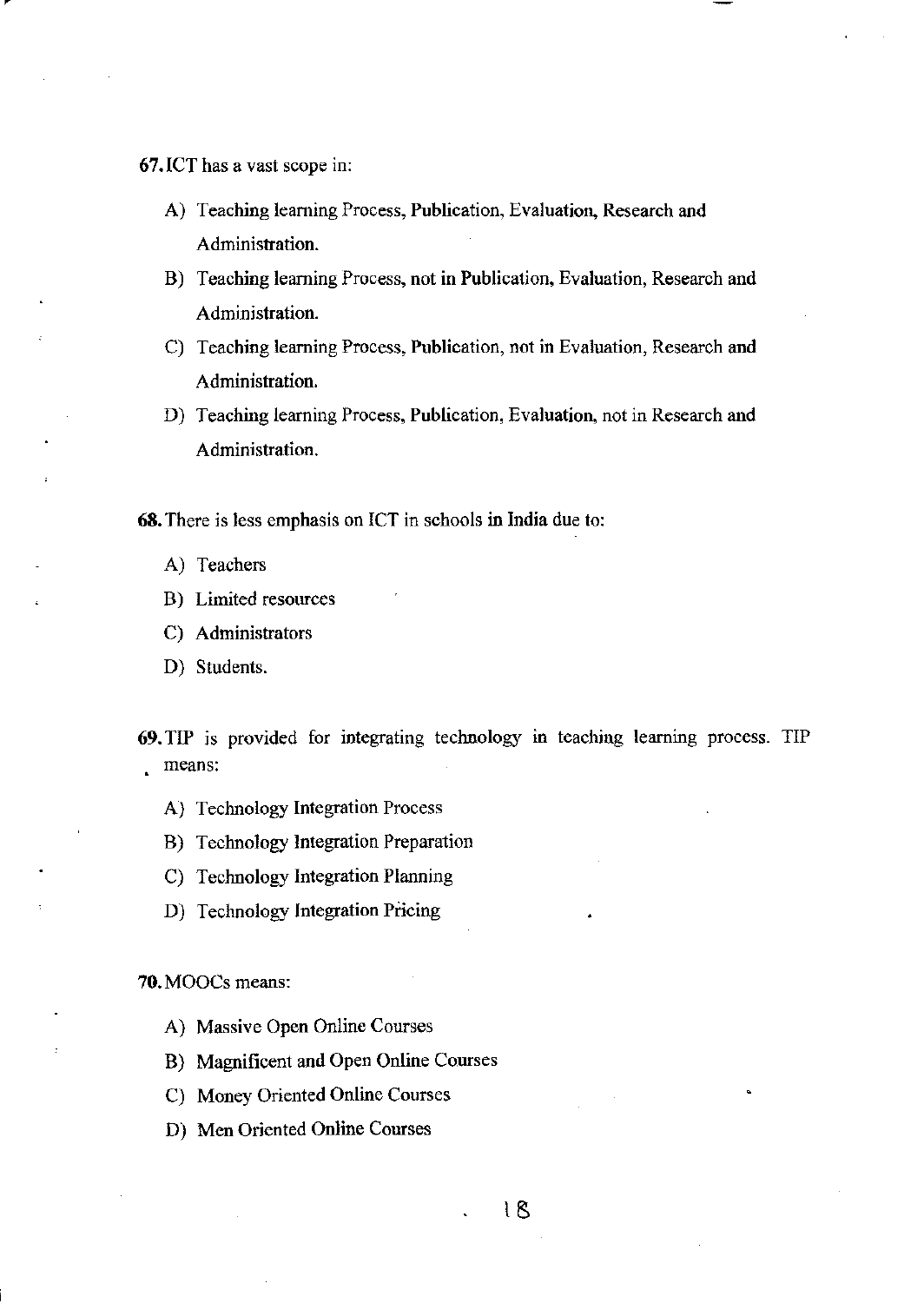67. ICT has a vast scope in:

A) Teaching learning Process, Publication, Evaluation, Research and Administration.

B) Teaching learning Process, not in Publication, Evaluation, Research and Administration.

C) Teaching learning Process, Publication, not in Evaluation, Research and Administration.

D) Teaching learning Process, Publication, Evaluation, not in Research and Administration.

68. There is less emphasis on ICT in schools in India due to:

A) Teachers

B) Limited resources

C) Administrators

D) Students.

69. TIP is provided for integrating technology in teaching learning process. TIP means:

A) Technology Integration Process

B) Technology Integration Preparation

C) Technology Integration Planning

D) Technology Integration Pricing

70. MOOCs means:

A) Massive Open Online Courses

B) Magnificent and Open Online Courses

C) Money Oriented Online Courses

D) Men Oriented Online Courses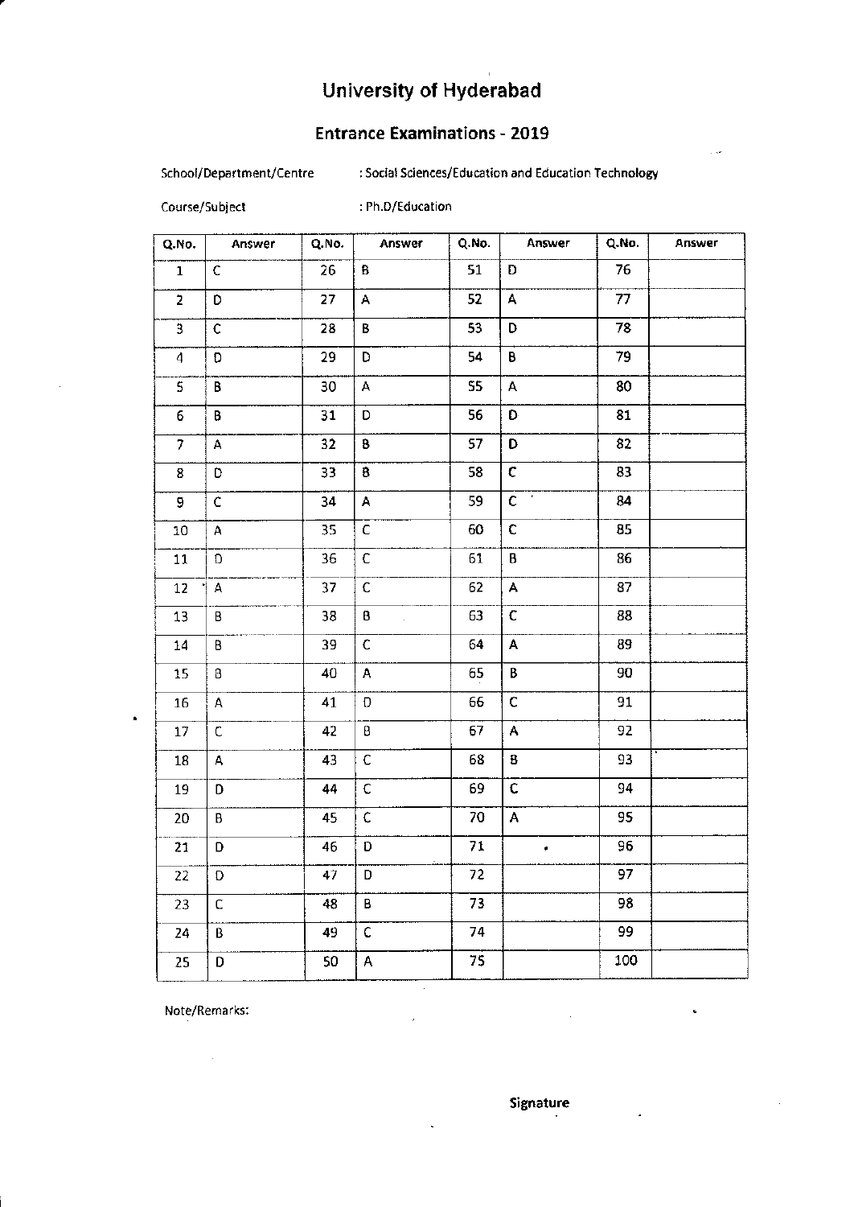# University of Hyderabad

## Entrance Examinations - 2019

School/Department/Centre : Social Sciences/Education and Education Technology

Course/Subject : Ph.D/Education

| Q.No. | Answer | Q.No. | Answer | Q.No. | Answer | Q.No. | Answer |
|---|---|---|---|---|---|---|---|
| 1 | C | 26 | B | 51 | D | 76 | |
| 2 | D | 27 | A | 52 | A | 77 | |
| 3 | C | 28 | B | 53 | D | 78 | |
| 4 | D | 29 | D | 54 | B | 79 | |
| 5 | B | 30 | A | 55 | A | 80 | |
| 6 | B | 31 | D | 56 | D | 81 | |
| 7 | A | 32 | B | 57 | D | 82 | |
| 8 | D | 33 | B | 58 | C | 83 | |
| 9 | C | 34 | A | 59 | C | 84 | |
| 10 | A | 35 | C | 60 | C | 85 | |
| 11 | D | 36 | C | 61 | B | 86 | |
| 12 | A | 37 | C | 62 | A | 87 | |
| 13 | B | 38 | B | 63 | C | 88 | |
| 14 | B | 39 | C | 64 | A | 89 | |
| 15 | B | 40 | A | 65 | B | 90 | |
| 16 | A | 41 | D | 66 | C | 91 | |
| 17 | C | 42 | B | 67 | A | 92 | |
| 18 | A | 43 | C | 68 | B | 93 | |
| 19 | D | 44 | C | 69 | C | 94 | |
| 20 | B | 45 | C | 70 | A | 95 | |
| 21 | D | 46 | D | 71 | | 96 | |
| 22 | D | 47 | D | 72 | | 97 | |
| 23 | C | 48 | B | 73 | | 98 | |
| 24 | B | 49 | C | 74 | | 99 | |
| 25 | D | 50 | A | 75 | | 100 | |

Note/Remarks:

**Signature**